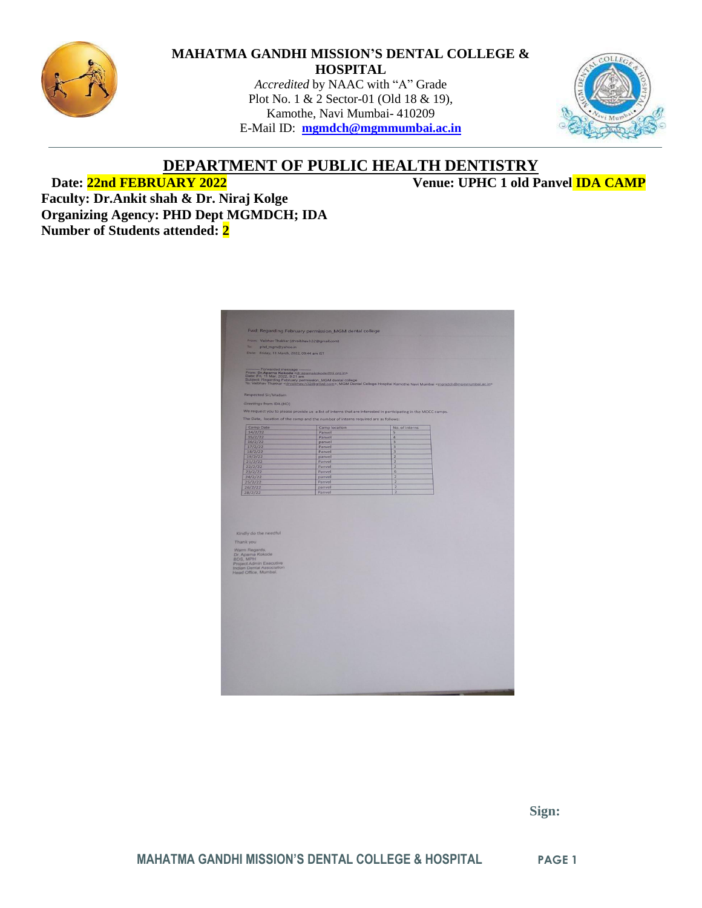**MAHATMA GANDHI MISSION'S DENTAL COLLEGE & HOSPITAL**

*Accredited* by NAAC with "A" Grade
Plot No. 1 & 2 Sector-01 (Old 18 & 19),
Kamothe, Navi Mumbai- 410209
E-Mail ID: **mgmdch@mgmmumbai.ac.in**

# DEPARTMENT OF PUBLIC HEALTH DENTISTRY

**Date: 22nd FEBRUARY 2022** **Venue: UPHC 1 old Panvel IDA CAMP**

**Faculty: Dr.Ankit shah & Dr. Niraj Kolge**
**Organizing Agency: PHD Dept MGMDCH; IDA**
**Number of Students attended: 2**

Fwd: Regarding February permission_MGM dental college

From: Vaibhav Thakkar (drvaibhav1r32@gmail.com)
To: phd_mgm@yahoo.in
Date: Friday, 11 March, 2022, 09:44 am IST

---------- Forwarded message ---------
From: Dr.Aparna Kokode <dr.aparnakokode@ida.org.in>
Date: Fri, 11 Mar, 2022, 9:21 am
Subject: Regarding February permission_MGM dental college
To: Vaibhav Thakkar <drvaibhav1r32@gmail.com>, MGM Dental College Hospital Kamothe Navi Mumbai <mgmdch@mgmmumbai.ac.in>

Respected Sir/Madam

Greetings from IDA (HO)

We request you to please provide us a list of interns that are interested in participating in the MOCC camps.

The Date, location of the camp and the number of interns required are as follows:

| Camp Date | Camp location | No. of interns |
|---|---|---|
| 14/2/22 | Panvel | 5 |
| 15/2/22 | Panvel | 4 |
| 16/2/22 | panvel | 3 |
| 17/2/22 | Panvel | 3 |
| 18/2/22 | Panvel | 3 |
| 19/2/22 | panvel | 2 |
| 21/2/22 | Panvel | 2 |
| 22/2/22 | Panvel | 2 |
| 23/2/22 | Panvel | 6 |
| 24/2/22 | panvel | 2 |
| 25/2/22 | Panvel | 2 |
| 26/2/22 | panvel | 2 |
| 28/2/22 | Panvel | 2 |

Kindly do the needful

Thank you

Warm Regards,
Dr. Aparna Kokode
BDS, MPH
Project Admin Executive
Indian Dental Association
Head Office, Mumbai

**Sign:**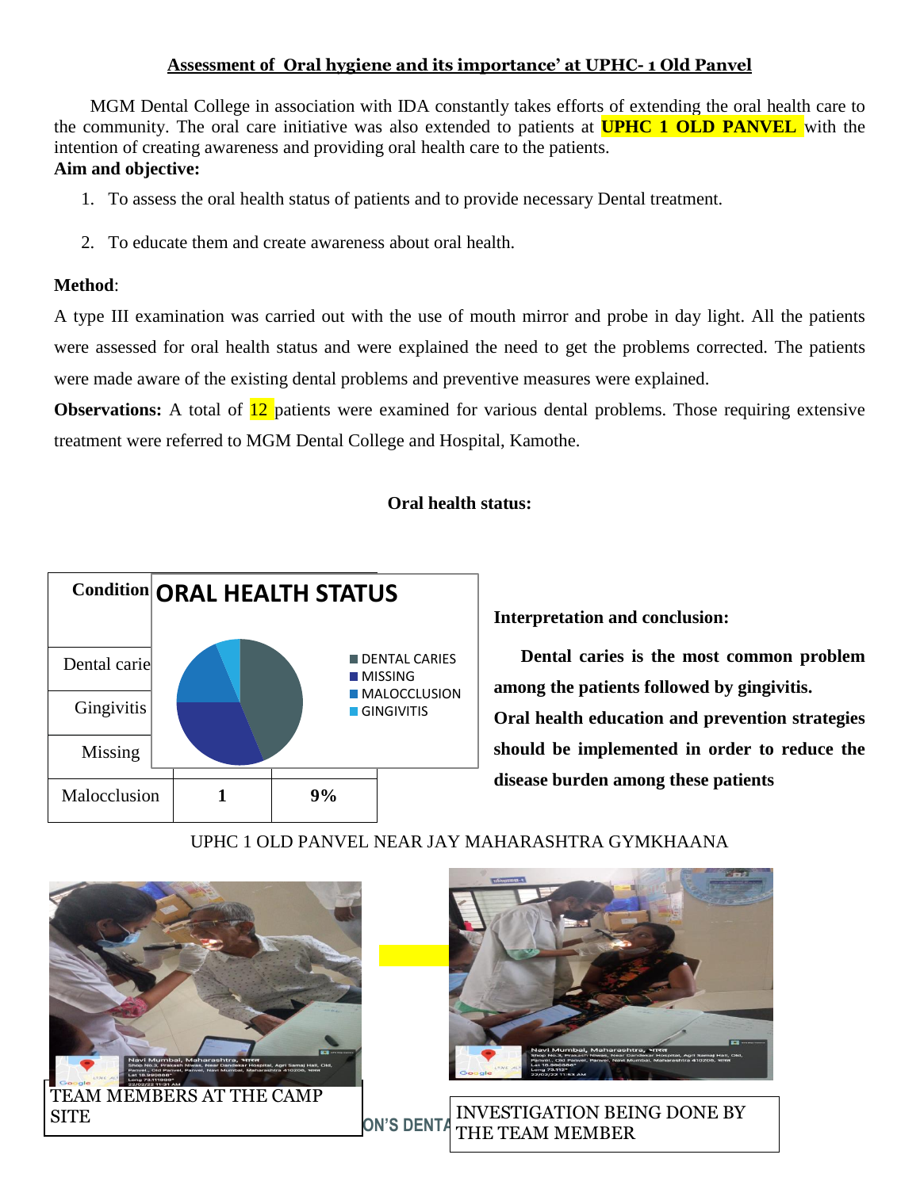## Assessment of Oral hygiene and its importance' at UPHC- 1 Old Panvel

MGM Dental College in association with IDA constantly takes efforts of extending the oral health care to the community. The oral care initiative was also extended to patients at **UPHC 1 OLD PANVEL** with the intention of creating awareness and providing oral health care to the patients.

**Aim and objective:**

1. To assess the oral health status of patients and to provide necessary Dental treatment.
2. To educate them and create awareness about oral health.

**Method**:

A type III examination was carried out with the use of mouth mirror and probe in day light. All the patients were assessed for oral health status and were explained the need to get the problems corrected. The patients were made aware of the existing dental problems and preventive measures were explained.

**Observations:** A total of 12 patients were examined for various dental problems. Those requiring extensive treatment were referred to MGM Dental College and Hospital, Kamothe.

**Oral health status:**

| Condition | | |
|---|---|---|
| Dental carie | | |
| Gingivitis | | |
| Missing | | |
| Malocclusion | 1 | 9% |

ORAL HEALTH STATUS

- DENTAL CARIES
- MISSING
- MALOCCLUSION
- GINGIVITIS

**Interpretation and conclusion:**

**Dental caries is the most common problem among the patients followed by gingivitis. Oral health education and prevention strategies should be implemented in order to reduce the disease burden among these patients**

UPHC 1 OLD PANVEL NEAR JAY MAHARASHTRA GYMKHAANA

TEAM MEMBERS AT THE CAMP SITE

INVESTIGATION BEING DONE BY THE TEAM MEMBER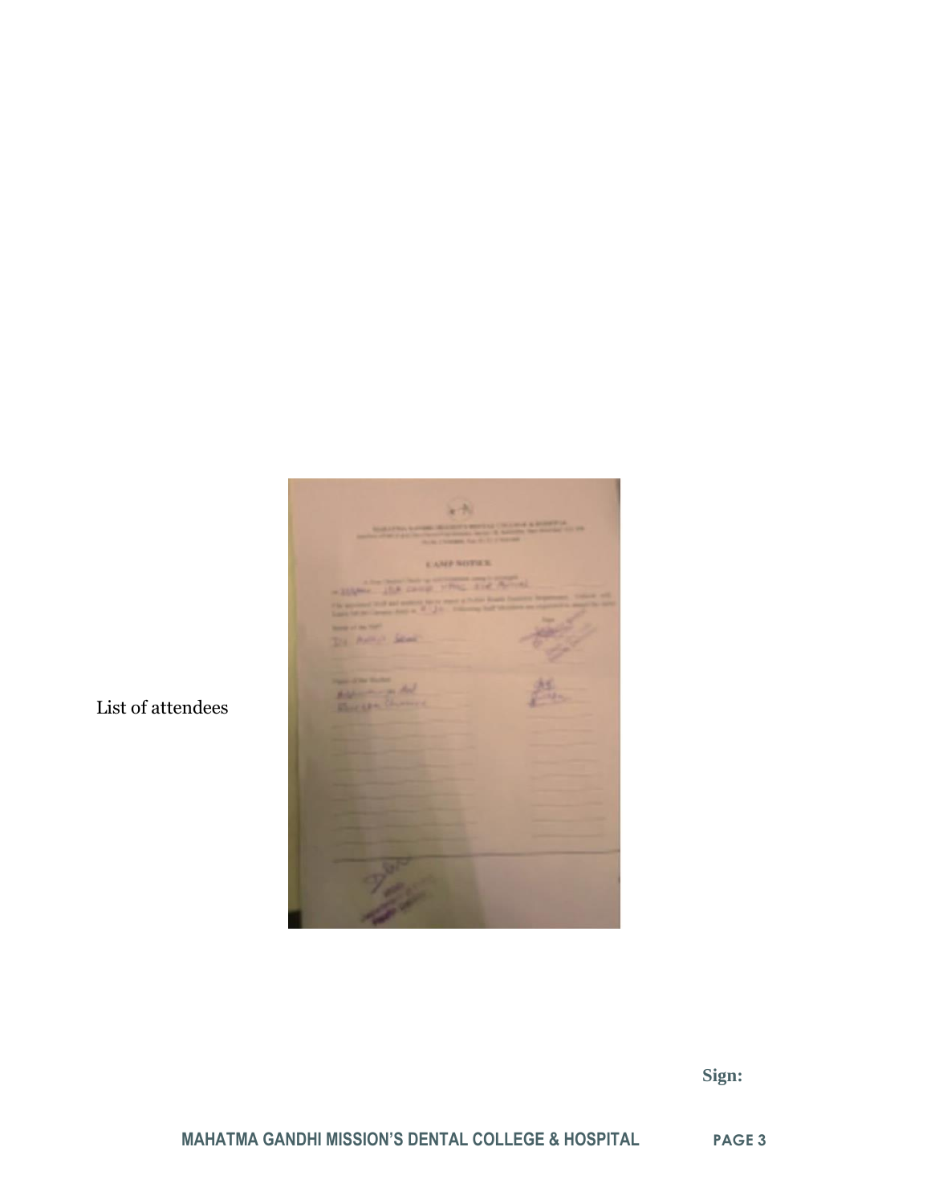List of attendees

Sign: